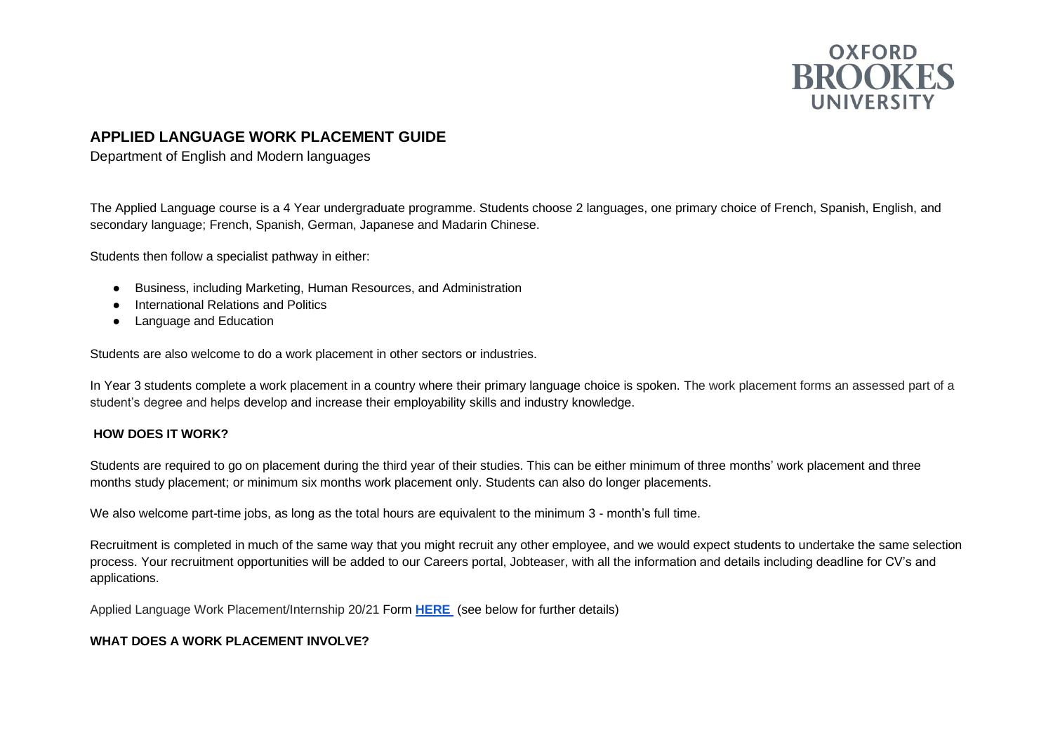OXFORD BROOKES UNIVERSITY

# APPLIED LANGUAGE WORK PLACEMENT GUIDE

Department of English and Modern languages

The Applied Language course is a 4 Year undergraduate programme. Students choose 2 languages, one primary choice of French, Spanish, English, and secondary language; French, Spanish, German, Japanese and Madarin Chinese.

Students then follow a specialist pathway in either:

- Business, including Marketing, Human Resources, and Administration
- International Relations and Politics
- Language and Education

Students are also welcome to do a work placement in other sectors or industries.

In Year 3 students complete a work placement in a country where their primary language choice is spoken. The work placement forms an assessed part of a student's degree and helps develop and increase their employability skills and industry knowledge.

## HOW DOES IT WORK?

Students are required to go on placement during the third year of their studies. This can be either minimum of three months' work placement and three months study placement; or minimum six months work placement only. Students can also do longer placements.

We also welcome part-time jobs, as long as the total hours are equivalent to the minimum 3 - month's full time.

Recruitment is completed in much of the same way that you might recruit any other employee, and we would expect students to undertake the same selection process. Your recruitment opportunities will be added to our Careers portal, Jobteaser, with all the information and details including deadline for CV's and applications.

Applied Language Work Placement/Internship 20/21 Form **HERE** (see below for further details)

## WHAT DOES A WORK PLACEMENT INVOLVE?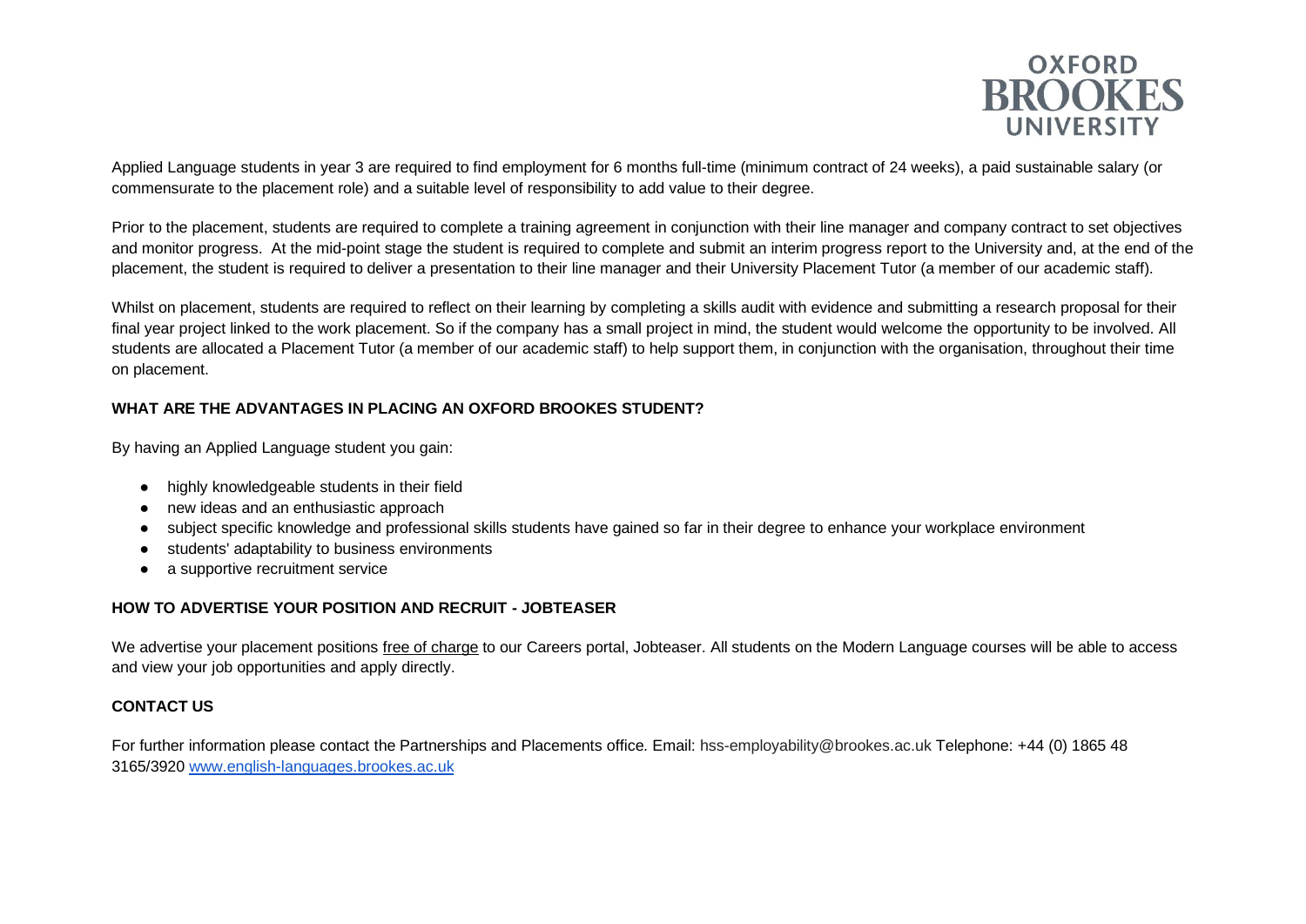Applied Language students in year 3 are required to find employment for 6 months full-time (minimum contract of 24 weeks), a paid sustainable salary (or commensurate to the placement role) and a suitable level of responsibility to add value to their degree.

Prior to the placement, students are required to complete a training agreement in conjunction with their line manager and company contract to set objectives and monitor progress. At the mid-point stage the student is required to complete and submit an interim progress report to the University and, at the end of the placement, the student is required to deliver a presentation to their line manager and their University Placement Tutor (a member of our academic staff).

Whilst on placement, students are required to reflect on their learning by completing a skills audit with evidence and submitting a research proposal for their final year project linked to the work placement. So if the company has a small project in mind, the student would welcome the opportunity to be involved. All students are allocated a Placement Tutor (a member of our academic staff) to help support them, in conjunction with the organisation, throughout their time on placement.

**WHAT ARE THE ADVANTAGES IN PLACING AN OXFORD BROOKES STUDENT?**

By having an Applied Language student you gain:

- highly knowledgeable students in their field
- new ideas and an enthusiastic approach
- subject specific knowledge and professional skills students have gained so far in their degree to enhance your workplace environment
- students' adaptability to business environments
- a supportive recruitment service

**HOW TO ADVERTISE YOUR POSITION AND RECRUIT - JOBTEASER**

We advertise your placement positions free of charge to our Careers portal, Jobteaser. All students on the Modern Language courses will be able to access and view your job opportunities and apply directly.

**CONTACT US**

For further information please contact the Partnerships and Placements office. Email: hss-employability@brookes.ac.uk Telephone: +44 (0) 1865 48 3165/3920 [www.english-languages.brookes.ac.uk](http://www.english-languages.brookes.ac.uk)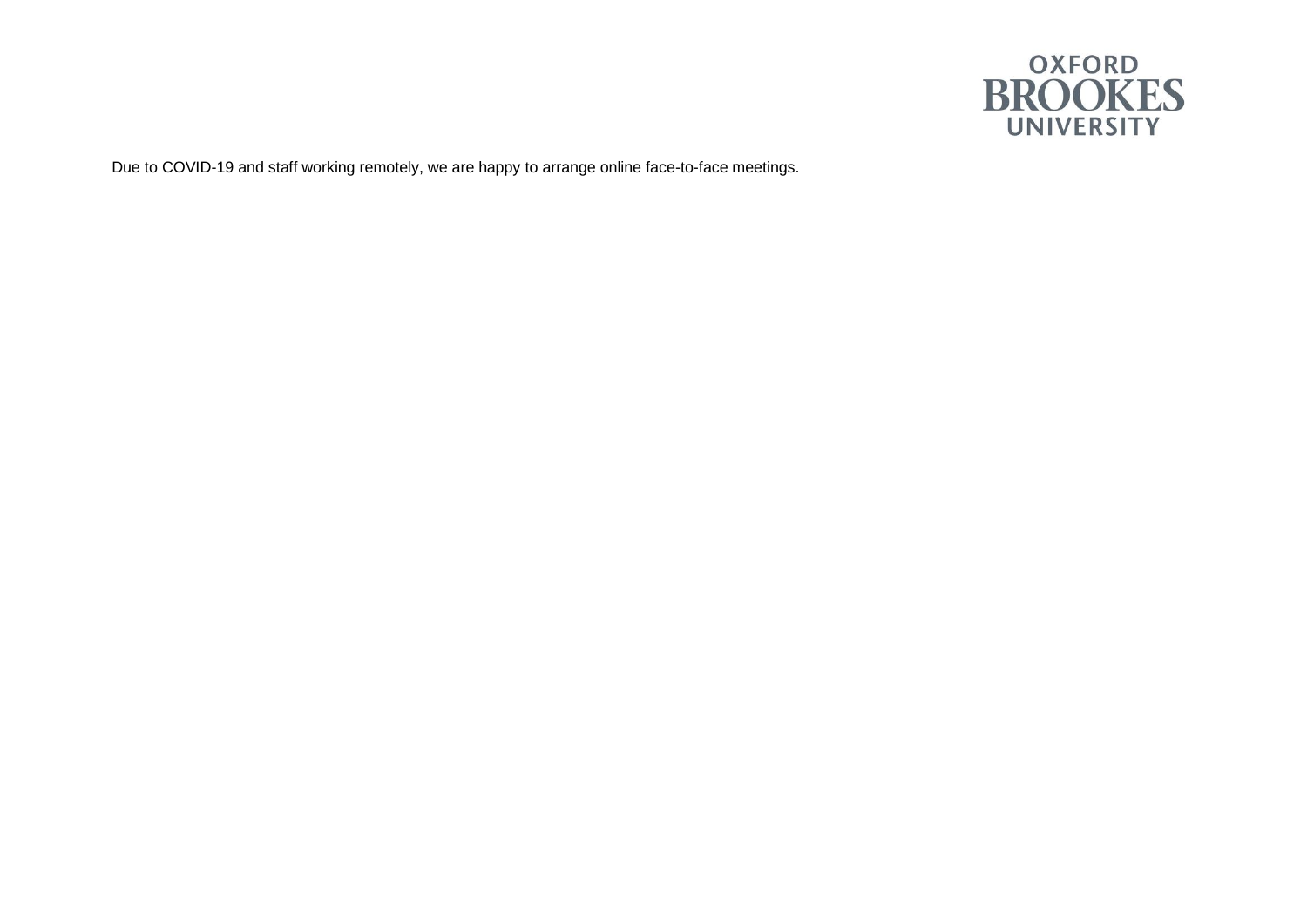Due to COVID-19 and staff working remotely, we are happy to arrange online face-to-face meetings.